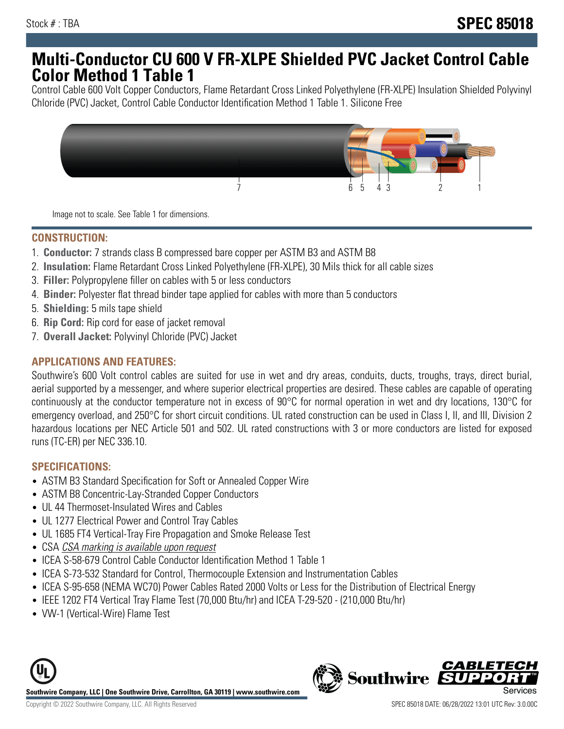Stock # : TBA

# SPEC 85018

# Multi-Conductor CU 600 V FR-XLPE Shielded PVC Jacket Control Cable Color Method 1 Table 1

Control Cable 600 Volt Copper Conductors, Flame Retardant Cross Linked Polyethylene (FR-XLPE) Insulation Shielded Polyvinyl Chloride (PVC) Jacket, Control Cable Conductor Identification Method 1 Table 1. Silicone Free

Image not to scale. See Table 1 for dimensions.

## CONSTRUCTION:

1. **Conductor:** 7 strands class B compressed bare copper per ASTM B3 and ASTM B8
2. **Insulation:** Flame Retardant Cross Linked Polyethylene (FR-XLPE), 30 Mils thick for all cable sizes
3. **Filler:** Polypropylene filler on cables with 5 or less conductors
4. **Binder:** Polyester flat thread binder tape applied for cables with more than 5 conductors
5. **Shielding:** 5 mils tape shield
6. **Rip Cord:** Rip cord for ease of jacket removal
7. **Overall Jacket:** Polyvinyl Chloride (PVC) Jacket

## APPLICATIONS AND FEATURES:

Southwire's 600 Volt control cables are suited for use in wet and dry areas, conduits, ducts, troughs, trays, direct burial, aerial supported by a messenger, and where superior electrical properties are desired. These cables are capable of operating continuously at the conductor temperature not in excess of 90°C for normal operation in wet and dry locations, 130°C for emergency overload, and 250°C for short circuit conditions. UL rated construction can be used in Class I, II, and III, Division 2 hazardous locations per NEC Article 501 and 502. UL rated constructions with 3 or more conductors are listed for exposed runs (TC-ER) per NEC 336.10.

## SPECIFICATIONS:

- ASTM B3 Standard Specification for Soft or Annealed Copper Wire
- ASTM B8 Concentric-Lay-Stranded Copper Conductors
- UL 44 Thermoset-Insulated Wires and Cables
- UL 1277 Electrical Power and Control Tray Cables
- UL 1685 FT4 Vertical-Tray Fire Propagation and Smoke Release Test
- CSA *CSA marking is available upon request*
- ICEA S-58-679 Control Cable Conductor Identification Method 1 Table 1
- ICEA S-73-532 Standard for Control, Thermocouple Extension and Instrumentation Cables
- ICEA S-95-658 (NEMA WC70) Power Cables Rated 2000 Volts or Less for the Distribution of Electrical Energy
- IEEE 1202 FT4 Vertical Tray Flame Test (70,000 Btu/hr) and ICEA T-29-520 - (210,000 Btu/hr)
- VW-1 (Vertical-Wire) Flame Test

**Southwire Company, LLC | One Southwire Drive, Carrollton, GA 30119 | www.southwire.com**

Copyright © 2022 Southwire Company, LLC. All Rights Reserved

SPEC 85018 DATE: 06/28/2022 13:01 UTC Rev: 3.0.00C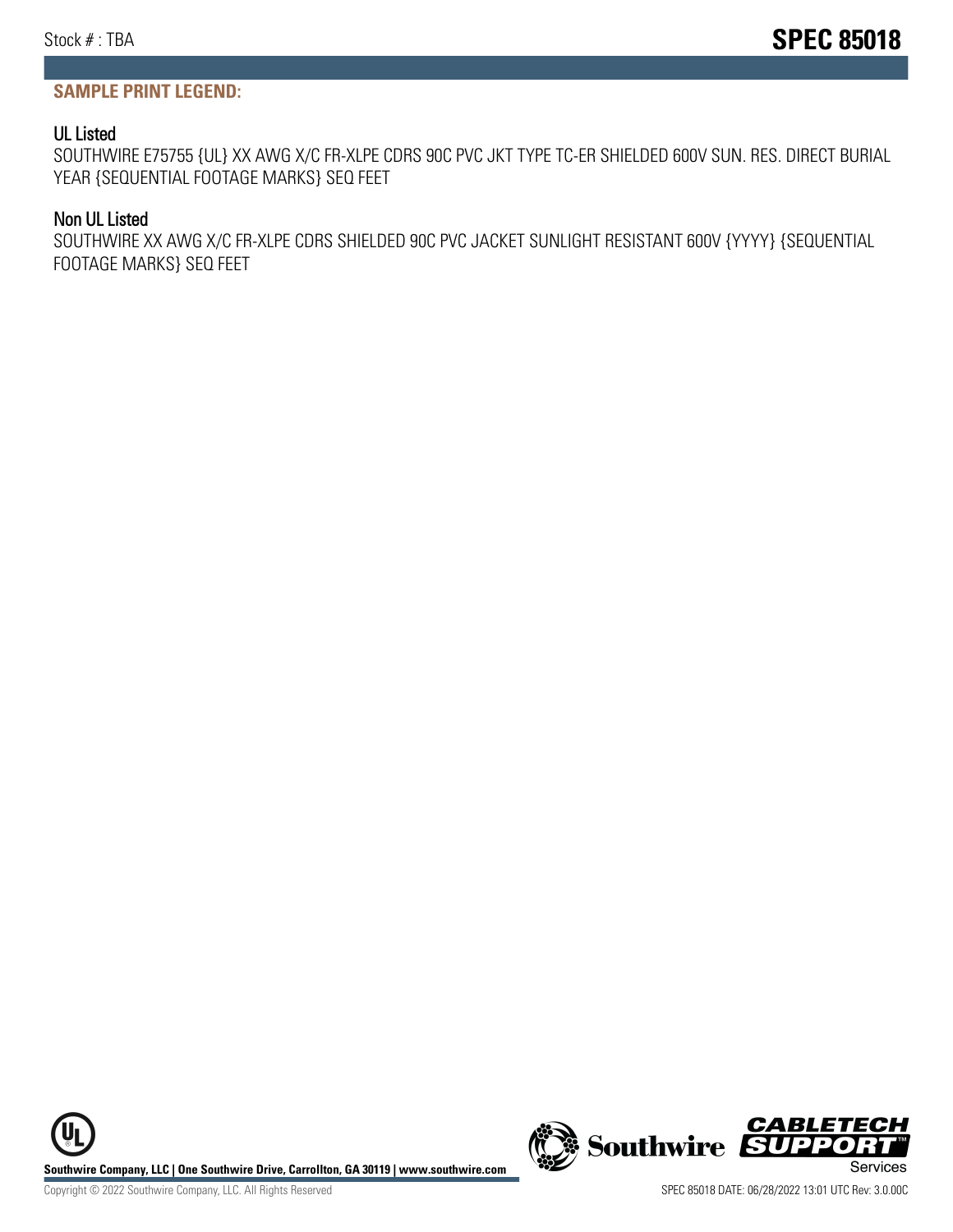## SAMPLE PRINT LEGEND:

### UL Listed

SOUTHWIRE E75755 {UL} XX AWG X/C FR-XLPE CDRS 90C PVC JKT TYPE TC-ER SHIELDED 600V SUN. RES. DIRECT BURIAL YEAR {SEQUENTIAL FOOTAGE MARKS} SEQ FEET

### Non UL Listed

SOUTHWIRE XX AWG X/C FR-XLPE CDRS SHIELDED 90C PVC JACKET SUNLIGHT RESISTANT 600V {YYYY} {SEQUENTIAL FOOTAGE MARKS} SEQ FEET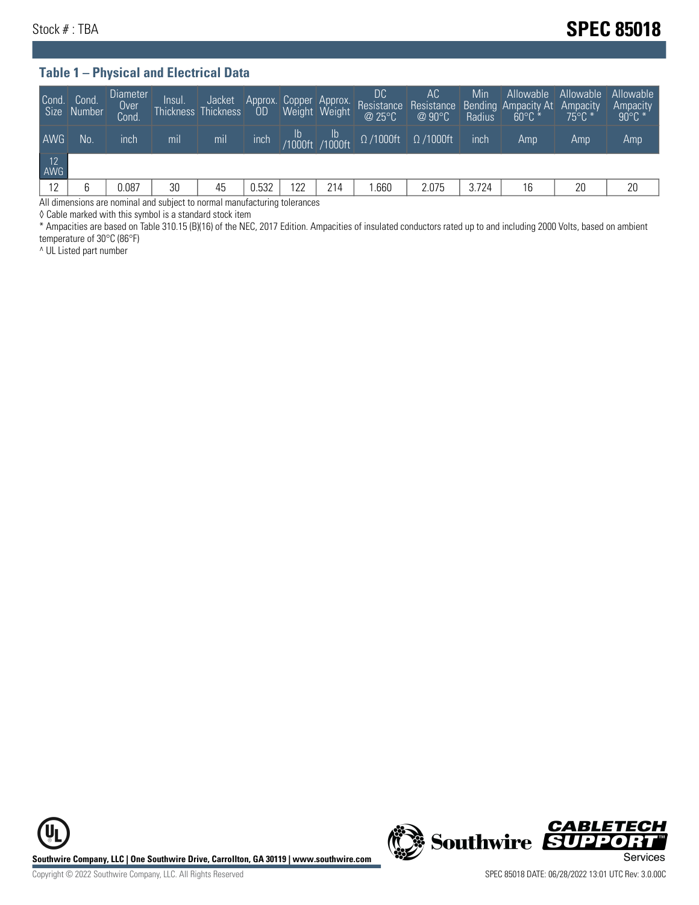### Table 1 – Physical and Electrical Data

| Cond. Size | Cond. Number | Diameter Over Cond. | Insul. Thickness | Jacket Thickness | Approx. OD | Copper Weight | Approx. Weight | DC Resistance @ 25°C | AC Resistance @ 90°C | Min Bending Radius | Allowable Ampacity At 60°C * | Allowable Ampacity 75°C * | Allowable Ampacity 90°C * |
|---|---|---|---|---|---|---|---|---|---|---|---|---|---|
| AWG | No. | inch | mil | mil | inch | lb /1000ft | lb /1000ft | Ω /1000ft | Ω /1000ft | inch | Amp | Amp | Amp |
| 12 AWG | | | | | | | | | | | | | |
| 12 | 6 | 0.087 | 30 | 45 | 0.532 | 122 | 214 | 1.660 | 2.075 | 3.724 | 16 | 20 | 20 |

All dimensions are nominal and subject to normal manufacturing tolerances

◊ Cable marked with this symbol is a standard stock item

* Ampacities are based on Table 310.15 (B)(16) of the NEC, 2017 Edition. Ampacities of insulated conductors rated up to and including 2000 Volts, based on ambient temperature of 30°C (86°F)

^ UL Listed part number